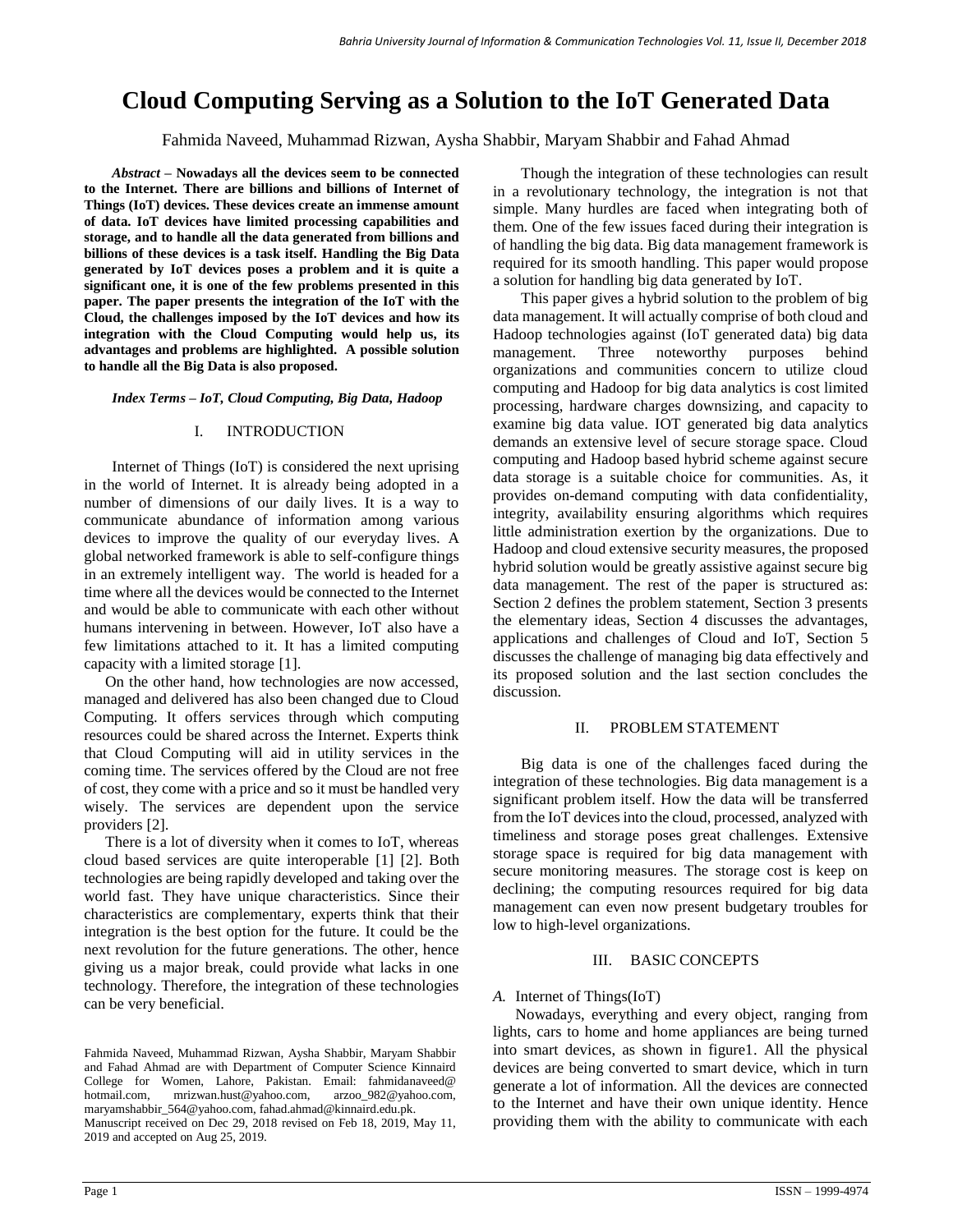# Cloud Computing Serving as a Solution to the IoT Generated Data

Fahmida Naveed, Muhammad Rizwan, Aysha Shabbir, Maryam Shabbir and Fahad Ahmad

***Abstract* – Nowadays all the devices seem to be connected to the Internet. There are billions and billions of Internet of Things (IoT) devices. These devices create an immense amount of data. IoT devices have limited processing capabilities and storage, and to handle all the data generated from billions and billions of these devices is a task itself. Handling the Big Data generated by IoT devices poses a problem and it is quite a significant one, it is one of the few problems presented in this paper. The paper presents the integration of the IoT with the Cloud, the challenges imposed by the IoT devices and how its integration with the Cloud Computing would help us, its advantages and problems are highlighted. A possible solution to handle all the Big Data is also proposed.**

***Index Terms – IoT, Cloud Computing, Big Data, Hadoop***

## I. INTRODUCTION

Internet of Things (IoT) is considered the next uprising in the world of Internet. It is already being adopted in a number of dimensions of our daily lives. It is a way to communicate abundance of information among various devices to improve the quality of our everyday lives. A global networked framework is able to self-configure things in an extremely intelligent way. The world is headed for a time where all the devices would be connected to the Internet and would be able to communicate with each other without humans intervening in between. However, IoT also have a few limitations attached to it. It has a limited computing capacity with a limited storage [1].

On the other hand, how technologies are now accessed, managed and delivered has also been changed due to Cloud Computing. It offers services through which computing resources could be shared across the Internet. Experts think that Cloud Computing will aid in utility services in the coming time. The services offered by the Cloud are not free of cost, they come with a price and so it must be handled very wisely. The services are dependent upon the service providers [2].

There is a lot of diversity when it comes to IoT, whereas cloud based services are quite interoperable [1] [2]. Both technologies are being rapidly developed and taking over the world fast. They have unique characteristics. Since their characteristics are complementary, experts think that their integration is the best option for the future. It could be the next revolution for the future generations. The other, hence giving us a major break, could provide what lacks in one technology. Therefore, the integration of these technologies can be very beneficial.

Fahmida Naveed, Muhammad Rizwan, Aysha Shabbir, Maryam Shabbir and Fahad Ahmad are with Department of Computer Science Kinnaird College for Women, Lahore, Pakistan. Email: fahmidanaveed@hotmail.com, mrizwan.hust@yahoo.com, arzoo_982@yahoo.com, maryamshabbir_564@yahoo.com, fahad.ahmad@kinnaird.edu.pk.
Manuscript received on Dec 29, 2018 revised on Feb 18, 2019, May 11, 2019 and accepted on Aug 25, 2019.

Though the integration of these technologies can result in a revolutionary technology, the integration is not that simple. Many hurdles are faced when integrating both of them. One of the few issues faced during their integration is of handling the big data. Big data management framework is required for its smooth handling. This paper would propose a solution for handling big data generated by IoT.

This paper gives a hybrid solution to the problem of big data management. It will actually comprise of both cloud and Hadoop technologies against (IoT generated data) big data management. Three noteworthy purposes behind organizations and communities concern to utilize cloud computing and Hadoop for big data analytics is cost limited processing, hardware charges downsizing, and capacity to examine big data value. IOT generated big data analytics demands an extensive level of secure storage space. Cloud computing and Hadoop based hybrid scheme against secure data storage is a suitable choice for communities. As, it provides on-demand computing with data confidentiality, integrity, availability ensuring algorithms which requires little administration exertion by the organizations. Due to Hadoop and cloud extensive security measures, the proposed hybrid solution would be greatly assistive against secure big data management. The rest of the paper is structured as: Section 2 defines the problem statement, Section 3 presents the elementary ideas, Section 4 discusses the advantages, applications and challenges of Cloud and IoT, Section 5 discusses the challenge of managing big data effectively and its proposed solution and the last section concludes the discussion.

## II. PROBLEM STATEMENT

Big data is one of the challenges faced during the integration of these technologies. Big data management is a significant problem itself. How the data will be transferred from the IoT devices into the cloud, processed, analyzed with timeliness and storage poses great challenges. Extensive storage space is required for big data management with secure monitoring measures. The storage cost is keep on declining; the computing resources required for big data management can even now present budgetary troubles for low to high-level organizations.

## III. BASIC CONCEPTS

### *A.* Internet of Things(IoT)

Nowadays, everything and every object, ranging from lights, cars to home and home appliances are being turned into smart devices, as shown in figure1. All the physical devices are being converted to smart device, which in turn generate a lot of information. All the devices are connected to the Internet and have their own unique identity. Hence providing them with the ability to communicate with each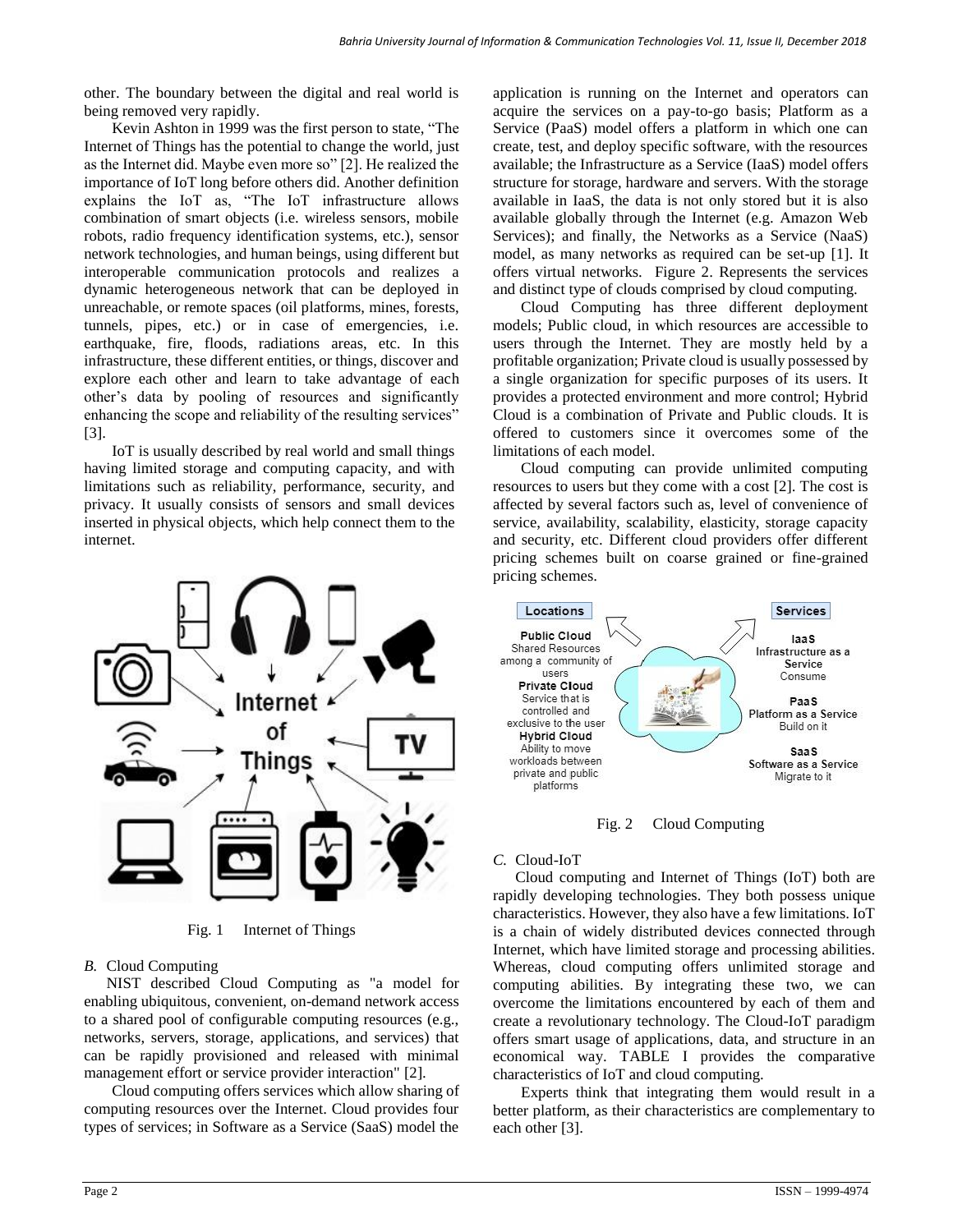other. The boundary between the digital and real world is being removed very rapidly.

Kevin Ashton in 1999 was the first person to state, "The Internet of Things has the potential to change the world, just as the Internet did. Maybe even more so" [2]. He realized the importance of IoT long before others did. Another definition explains the IoT as, "The IoT infrastructure allows combination of smart objects (i.e. wireless sensors, mobile robots, radio frequency identification systems, etc.), sensor network technologies, and human beings, using different but interoperable communication protocols and realizes a dynamic heterogeneous network that can be deployed in unreachable, or remote spaces (oil platforms, mines, forests, tunnels, pipes, etc.) or in case of emergencies, i.e. earthquake, fire, floods, radiations areas, etc. In this infrastructure, these different entities, or things, discover and explore each other and learn to take advantage of each other's data by pooling of resources and significantly enhancing the scope and reliability of the resulting services" [3].

IoT is usually described by real world and small things having limited storage and computing capacity, and with limitations such as reliability, performance, security, and privacy. It usually consists of sensors and small devices inserted in physical objects, which help connect them to the internet.

Fig. 1 Internet of Things

*B.* Cloud Computing

NIST described Cloud Computing as "a model for enabling ubiquitous, convenient, on-demand network access to a shared pool of configurable computing resources (e.g., networks, servers, storage, applications, and services) that can be rapidly provisioned and released with minimal management effort or service provider interaction" [2].

Cloud computing offers services which allow sharing of computing resources over the Internet. Cloud provides four types of services; in Software as a Service (SaaS) model the application is running on the Internet and operators can acquire the services on a pay-to-go basis; Platform as a Service (PaaS) model offers a platform in which one can create, test, and deploy specific software, with the resources available; the Infrastructure as a Service (IaaS) model offers structure for storage, hardware and servers. With the storage available in IaaS, the data is not only stored but it is also available globally through the Internet (e.g. Amazon Web Services); and finally, the Networks as a Service (NaaS) model, as many networks as required can be set-up [1]. It offers virtual networks. Figure 2. Represents the services and distinct type of clouds comprised by cloud computing.

Cloud Computing has three different deployment models; Public cloud, in which resources are accessible to users through the Internet. They are mostly held by a profitable organization; Private cloud is usually possessed by a single organization for specific purposes of its users. It provides a protected environment and more control; Hybrid Cloud is a combination of Private and Public clouds. It is offered to customers since it overcomes some of the limitations of each model.

Cloud computing can provide unlimited computing resources to users but they come with a cost [2]. The cost is affected by several factors such as, level of convenience of service, availability, scalability, elasticity, storage capacity and security, etc. Different cloud providers offer different pricing schemes built on coarse grained or fine-grained pricing schemes.

Fig. 2 Cloud Computing

*C.* Cloud-IoT

Cloud computing and Internet of Things (IoT) both are rapidly developing technologies. They both possess unique characteristics. However, they also have a few limitations. IoT is a chain of widely distributed devices connected through Internet, which have limited storage and processing abilities. Whereas, cloud computing offers unlimited storage and computing abilities. By integrating these two, we can overcome the limitations encountered by each of them and create a revolutionary technology. The Cloud-IoT paradigm offers smart usage of applications, data, and structure in an economical way. TABLE I provides the comparative characteristics of IoT and cloud computing.

Experts think that integrating them would result in a better platform, as their characteristics are complementary to each other [3].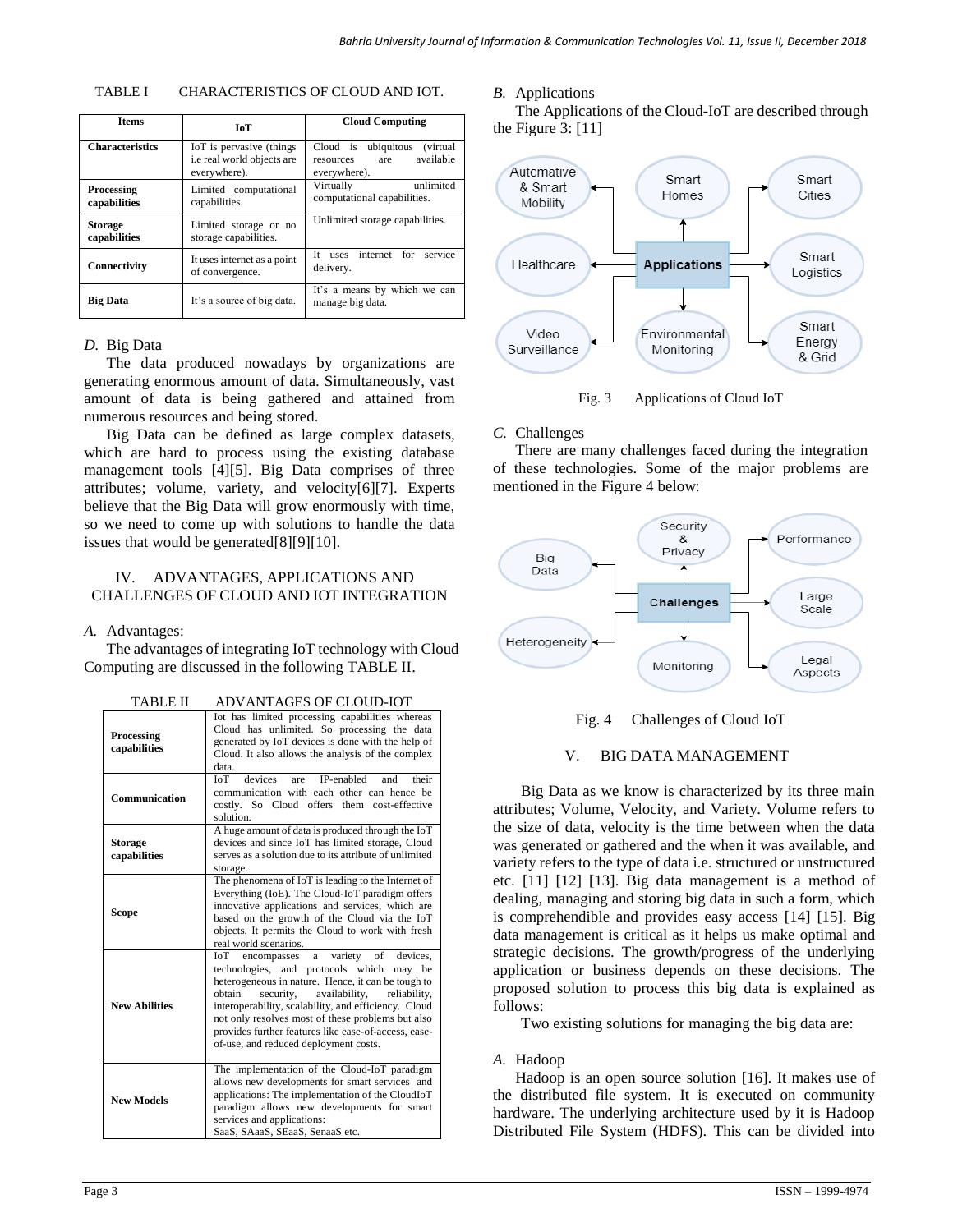TABLE I CHARACTERISTICS OF CLOUD AND IOT.

| Items | IoT | Cloud Computing |
|---|---|---|
| **Characteristics** | IoT is pervasive (things i.e real world objects are everywhere). | Cloud is ubiquitous (virtual resources are available everywhere). |
| **Processing capabilities** | Limited computational capabilities. | Virtually unlimited computational capabilities. |
| **Storage capabilities** | Limited storage or no storage capabilities. | Unlimited storage capabilities. |
| **Connectivity** | It uses internet as a point of convergence. | It uses internet for service delivery. |
| **Big Data** | It's a source of big data. | It's a means by which we can manage big data. |

### *D.* Big Data

The data produced nowadays by organizations are generating enormous amount of data. Simultaneously, vast amount of data is being gathered and attained from numerous resources and being stored.

Big Data can be defined as large complex datasets, which are hard to process using the existing database management tools [4][5]. Big Data comprises of three attributes; volume, variety, and velocity[6][7]. Experts believe that the Big Data will grow enormously with time, so we need to come up with solutions to handle the data issues that would be generated[8][9][10].

## IV. ADVANTAGES, APPLICATIONS AND CHALLENGES OF CLOUD AND IOT INTEGRATION

### *A.* Advantages:

The advantages of integrating IoT technology with Cloud Computing are discussed in the following TABLE II.

TABLE II ADVANTAGES OF CLOUD-IOT

| | |
|---|---|
| **Processing capabilities** | Iot has limited processing capabilities whereas Cloud has unlimited. So processing the data generated by IoT devices is done with the help of Cloud. It also allows the analysis of the complex data. |
| **Communication** | IoT devices are IP-enabled and their communication with each other can hence be costly. So Cloud offers them cost-effective solution. |
| **Storage capabilities** | A huge amount of data is produced through the IoT devices and since IoT has limited storage, Cloud serves as a solution due to its attribute of unlimited storage. |
| **Scope** | The phenomena of IoT is leading to the Internet of Everything (IoE). The Cloud-IoT paradigm offers innovative applications and services, which are based on the growth of the Cloud via the IoT objects. It permits the Cloud to work with fresh real world scenarios. |
| **New Abilities** | IoT encompasses a variety of devices, technologies, and protocols which may be heterogeneous in nature. Hence, it can be tough to obtain security, availability, reliability, interoperability, scalability, and efficiency. Cloud not only resolves most of these problems but also provides further features like ease-of-access, ease-of-use, and reduced deployment costs. |
| **New Models** | The implementation of the Cloud-IoT paradigm allows new developments for smart services and applications: The implementation of the CloudIoT paradigm allows new developments for smart services and applications: SaaS, SAaaS, SEaaS, SenaaS etc. |

### *B.* Applications

The Applications of the Cloud-IoT are described through the Figure 3: [11]

Fig. 3 Applications of Cloud IoT

### *C.* Challenges

There are many challenges faced during the integration of these technologies. Some of the major problems are mentioned in the Figure 4 below:

Fig. 4 Challenges of Cloud IoT

## V. BIG DATA MANAGEMENT

Big Data as we know is characterized by its three main attributes; Volume, Velocity, and Variety. Volume refers to the size of data, velocity is the time between when the data was generated or gathered and the when it was available, and variety refers to the type of data i.e. structured or unstructured etc. [11] [12] [13]. Big data management is a method of dealing, managing and storing big data in such a form, which is comprehendible and provides easy access [14] [15]. Big data management is critical as it helps us make optimal and strategic decisions. The growth/progress of the underlying application or business depends on these decisions. The proposed solution to process this big data is explained as follows:

Two existing solutions for managing the big data are:

### *A.* Hadoop

Hadoop is an open source solution [16]. It makes use of the distributed file system. It is executed on community hardware. The underlying architecture used by it is Hadoop Distributed File System (HDFS). This can be divided into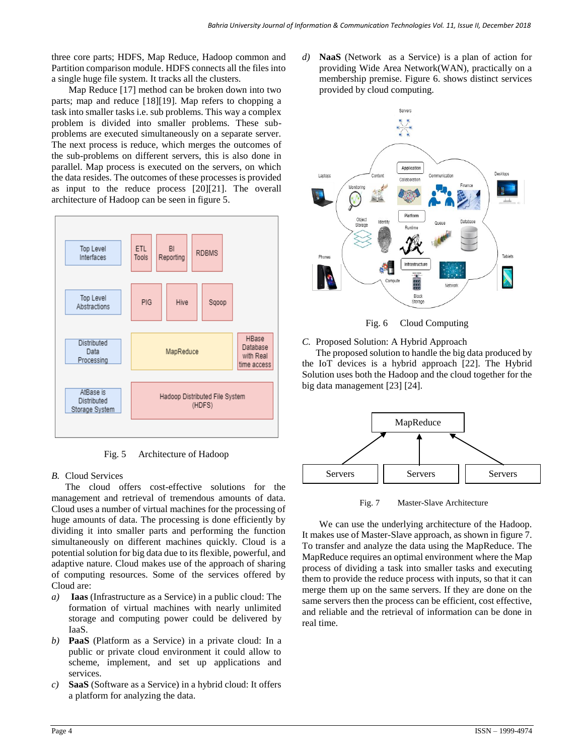three core parts; HDFS, Map Reduce, Hadoop common and Partition comparison module. HDFS connects all the files into a single huge file system. It tracks all the clusters.

Map Reduce [17] method can be broken down into two parts; map and reduce [18][19]. Map refers to chopping a task into smaller tasks i.e. sub problems. This way a complex problem is divided into smaller problems. These sub-problems are executed simultaneously on a separate server. The next process is reduce, which merges the outcomes of the sub-problems on different servers, this is also done in parallel. Map process is executed on the servers, on which the data resides. The outcomes of these processes is provided as input to the reduce process [20][21]. The overall architecture of Hadoop can be seen in figure 5.

Fig. 5 Architecture of Hadoop

### B. Cloud Services

The cloud offers cost-effective solutions for the management and retrieval of tremendous amounts of data. Cloud uses a number of virtual machines for the processing of huge amounts of data. The processing is done efficiently by dividing it into smaller parts and performing the function simultaneously on different machines quickly. Cloud is a potential solution for big data due to its flexible, powerful, and adaptive nature. Cloud makes use of the approach of sharing of computing resources. Some of the services offered by Cloud are:

a) **Iaas** (Infrastructure as a Service) in a public cloud: The formation of virtual machines with nearly unlimited storage and computing power could be delivered by IaaS.

b) **PaaS** (Platform as a Service) in a private cloud: In a public or private cloud environment it could allow to scheme, implement, and set up applications and services.

c) **SaaS** (Software as a Service) in a hybrid cloud: It offers a platform for analyzing the data.

d) **NaaS** (Network as a Service) is a plan of action for providing Wide Area Network(WAN), practically on a membership premise. Figure 6. shows distinct services provided by cloud computing.

Fig. 6 Cloud Computing

### C. Proposed Solution: A Hybrid Approach

The proposed solution to handle the big data produced by the IoT devices is a hybrid approach [22]. The Hybrid Solution uses both the Hadoop and the cloud together for the big data management [23] [24].

Fig. 7 Master-Slave Architecture

We can use the underlying architecture of the Hadoop. It makes use of Master-Slave approach, as shown in figure 7. To transfer and analyze the data using the MapReduce. The MapReduce requires an optimal environment where the Map process of dividing a task into smaller tasks and executing them to provide the reduce process with inputs, so that it can merge them up on the same servers. If they are done on the same servers then the process can be efficient, cost effective, and reliable and the retrieval of information can be done in real time.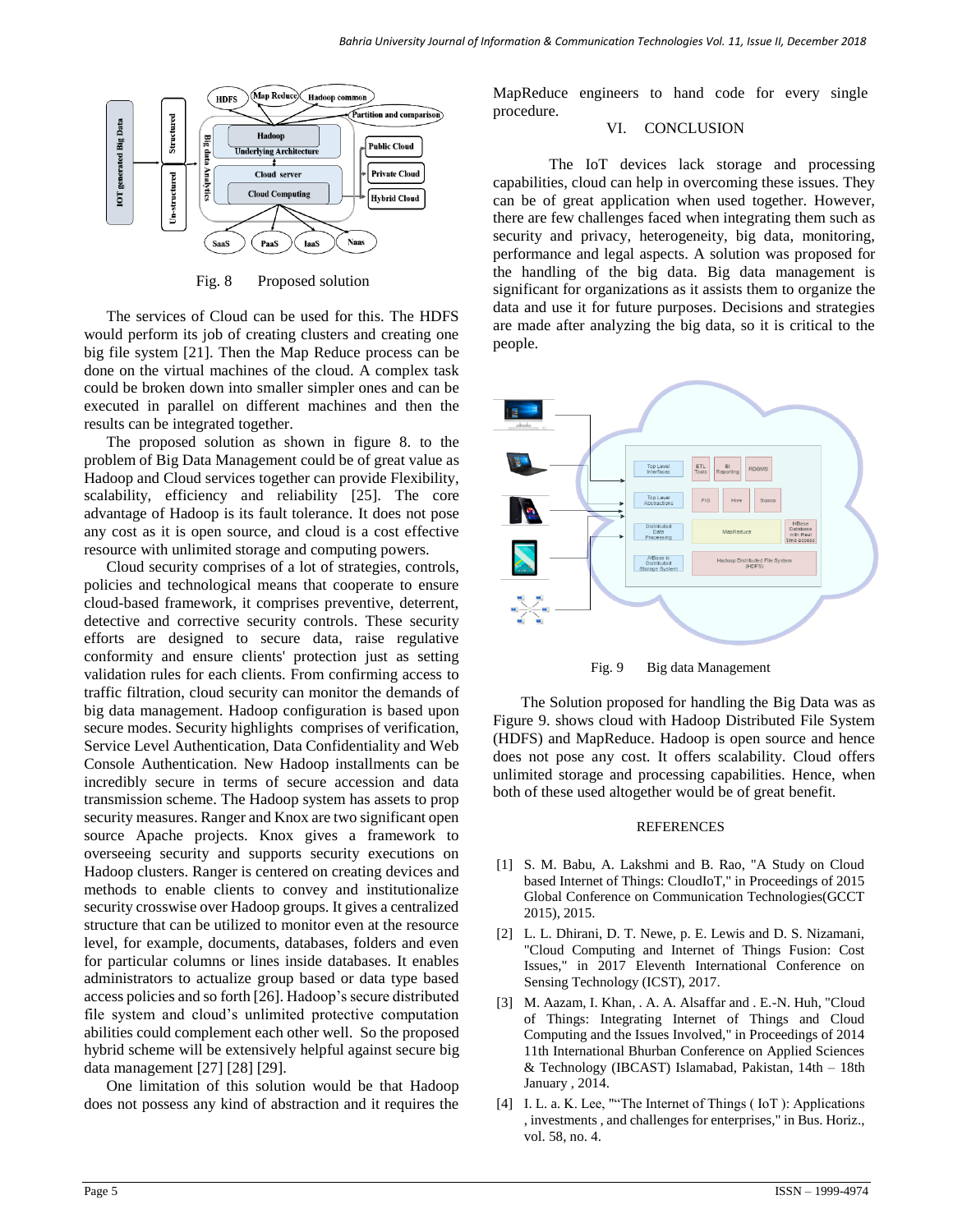Fig. 8 Proposed solution

The services of Cloud can be used for this. The HDFS would perform its job of creating clusters and creating one big file system [21]. Then the Map Reduce process can be done on the virtual machines of the cloud. A complex task could be broken down into smaller simpler ones and can be executed in parallel on different machines and then the results can be integrated together.

The proposed solution as shown in figure 8. to the problem of Big Data Management could be of great value as Hadoop and Cloud services together can provide Flexibility, scalability, efficiency and reliability [25]. The core advantage of Hadoop is its fault tolerance. It does not pose any cost as it is open source, and cloud is a cost effective resource with unlimited storage and computing powers.

Cloud security comprises of a lot of strategies, controls, policies and technological means that cooperate to ensure cloud-based framework, it comprises preventive, deterrent, detective and corrective security controls. These security efforts are designed to secure data, raise regulative conformity and ensure clients' protection just as setting validation rules for each clients. From confirming access to traffic filtration, cloud security can monitor the demands of big data management. Hadoop configuration is based upon secure modes. Security highlights comprises of verification, Service Level Authentication, Data Confidentiality and Web Console Authentication. New Hadoop installments can be incredibly secure in terms of secure accession and data transmission scheme. The Hadoop system has assets to prop security measures. Ranger and Knox are two significant open source Apache projects. Knox gives a framework to overseeing security and supports security executions on Hadoop clusters. Ranger is centered on creating devices and methods to enable clients to convey and institutionalize security crosswise over Hadoop groups. It gives a centralized structure that can be utilized to monitor even at the resource level, for example, documents, databases, folders and even for particular columns or lines inside databases. It enables administrators to actualize group based or data type based access policies and so forth [26]. Hadoop's secure distributed file system and cloud's unlimited protective computation abilities could complement each other well. So the proposed hybrid scheme will be extensively helpful against secure big data management [27] [28] [29].

One limitation of this solution would be that Hadoop does not possess any kind of abstraction and it requires the MapReduce engineers to hand code for every single procedure.

## VI. CONCLUSION

The IoT devices lack storage and processing capabilities, cloud can help in overcoming these issues. They can be of great application when used together. However, there are few challenges faced when integrating them such as security and privacy, heterogeneity, big data, monitoring, performance and legal aspects. A solution was proposed for the handling of the big data. Big data management is significant for organizations as it assists them to organize the data and use it for future purposes. Decisions and strategies are made after analyzing the big data, so it is critical to the people.

Fig. 9 Big data Management

The Solution proposed for handling the Big Data was as Figure 9. shows cloud with Hadoop Distributed File System (HDFS) and MapReduce. Hadoop is open source and hence does not pose any cost. It offers scalability. Cloud offers unlimited storage and processing capabilities. Hence, when both of these used altogether would be of great benefit.

## REFERENCES

[1] S. M. Babu, A. Lakshmi and B. Rao, "A Study on Cloud based Internet of Things: CloudIoT," in Proceedings of 2015 Global Conference on Communication Technologies(GCCT 2015), 2015.

[2] L. L. Dhirani, D. T. Newe, p. E. Lewis and D. S. Nizamani, "Cloud Computing and Internet of Things Fusion: Cost Issues," in 2017 Eleventh International Conference on Sensing Technology (ICST), 2017.

[3] M. Aazam, I. Khan, . A. A. Alsaffar and . E.-N. Huh, "Cloud of Things: Integrating Internet of Things and Cloud Computing and the Issues Involved," in Proceedings of 2014 11th International Bhurban Conference on Applied Sciences & Technology (IBCAST) Islamabad, Pakistan, 14th – 18th January , 2014.

[4] I. L. a. K. Lee, ""The Internet of Things ( IoT ): Applications , investments , and challenges for enterprises," in Bus. Horiz., vol. 58, no. 4.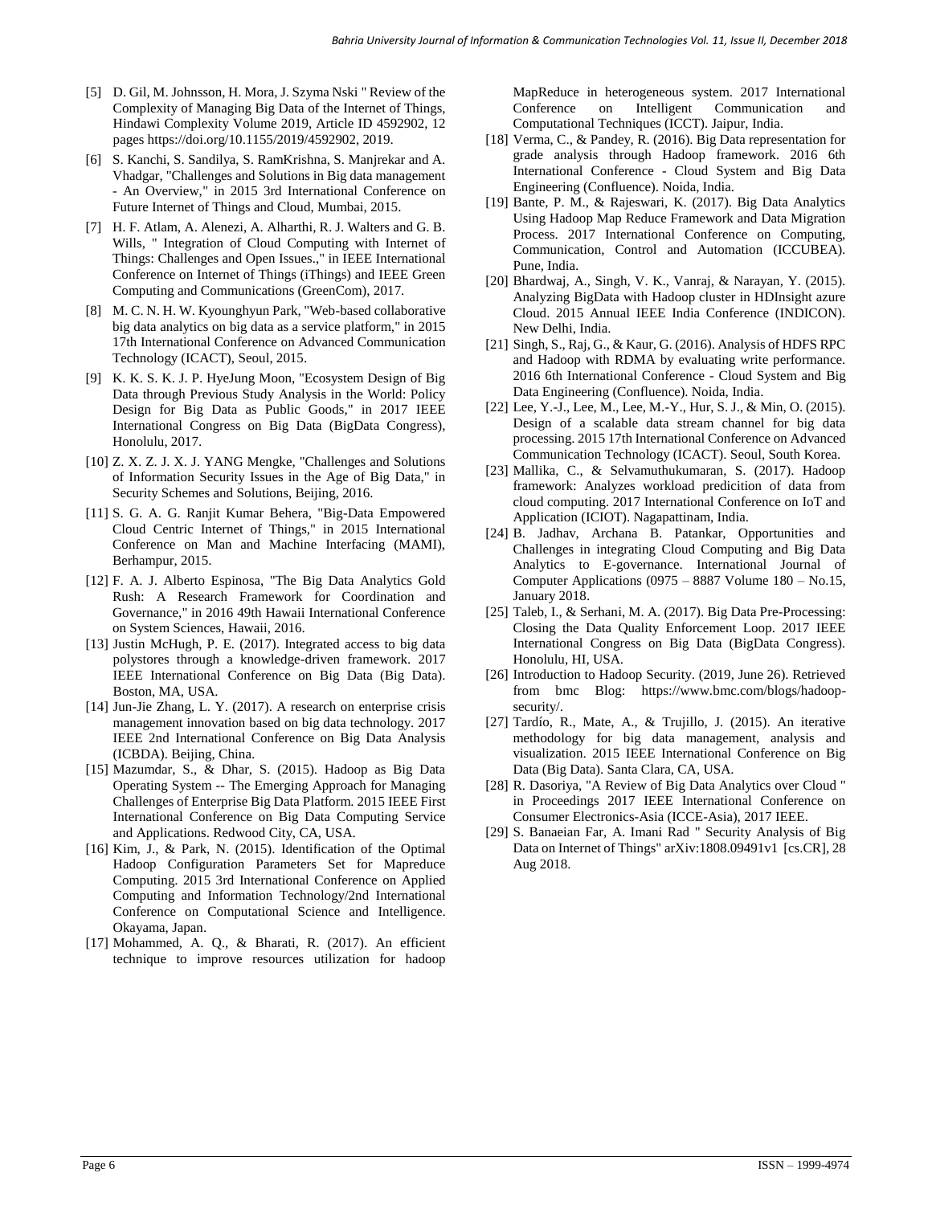[5] D. Gil, M. Johnsson, H. Mora, J. Szyma Nski " Review of the Complexity of Managing Big Data of the Internet of Things, Hindawi Complexity Volume 2019, Article ID 4592902, 12 pages https://doi.org/10.1155/2019/4592902, 2019.

[6] S. Kanchi, S. Sandilya, S. RamKrishna, S. Manjrekar and A. Vhadgar, "Challenges and Solutions in Big data management - An Overview," in 2015 3rd International Conference on Future Internet of Things and Cloud, Mumbai, 2015.

[7] H. F. Atlam, A. Alenezi, A. Alharthi, R. J. Walters and G. B. Wills, " Integration of Cloud Computing with Internet of Things: Challenges and Open Issues.," in IEEE International Conference on Internet of Things (iThings) and IEEE Green Computing and Communications (GreenCom), 2017.

[8] M. C. N. H. W. Kyounghyun Park, "Web-based collaborative big data analytics on big data as a service platform," in 2015 17th International Conference on Advanced Communication Technology (ICACT), Seoul, 2015.

[9] K. K. S. K. J. P. HyeJung Moon, "Ecosystem Design of Big Data through Previous Study Analysis in the World: Policy Design for Big Data as Public Goods," in 2017 IEEE International Congress on Big Data (BigData Congress), Honolulu, 2017.

[10] Z. X. Z. J. X. J. YANG Mengke, "Challenges and Solutions of Information Security Issues in the Age of Big Data," in Security Schemes and Solutions, Beijing, 2016.

[11] S. G. A. G. Ranjit Kumar Behera, "Big-Data Empowered Cloud Centric Internet of Things," in 2015 International Conference on Man and Machine Interfacing (MAMI), Berhampur, 2015.

[12] F. A. J. Alberto Espinosa, "The Big Data Analytics Gold Rush: A Research Framework for Coordination and Governance," in 2016 49th Hawaii International Conference on System Sciences, Hawaii, 2016.

[13] Justin McHugh, P. E. (2017). Integrated access to big data polystores through a knowledge-driven framework. 2017 IEEE International Conference on Big Data (Big Data). Boston, MA, USA.

[14] Jun-Jie Zhang, L. Y. (2017). A research on enterprise crisis management innovation based on big data technology. 2017 IEEE 2nd International Conference on Big Data Analysis (ICBDA). Beijing, China.

[15] Mazumdar, S., & Dhar, S. (2015). Hadoop as Big Data Operating System -- The Emerging Approach for Managing Challenges of Enterprise Big Data Platform. 2015 IEEE First International Conference on Big Data Computing Service and Applications. Redwood City, CA, USA.

[16] Kim, J., & Park, N. (2015). Identification of the Optimal Hadoop Configuration Parameters Set for Mapreduce Computing. 2015 3rd International Conference on Applied Computing and Information Technology/2nd International Conference on Computational Science and Intelligence. Okayama, Japan.

[17] Mohammed, A. Q., & Bharati, R. (2017). An efficient technique to improve resources utilization for hadoop MapReduce in heterogeneous system. 2017 International Conference on Intelligent Communication and Computational Techniques (ICCT). Jaipur, India.

[18] Verma, C., & Pandey, R. (2016). Big Data representation for grade analysis through Hadoop framework. 2016 6th International Conference - Cloud System and Big Data Engineering (Confluence). Noida, India.

[19] Bante, P. M., & Rajeswari, K. (2017). Big Data Analytics Using Hadoop Map Reduce Framework and Data Migration Process. 2017 International Conference on Computing, Communication, Control and Automation (ICCUBEA). Pune, India.

[20] Bhardwaj, A., Singh, V. K., Vanraj, & Narayan, Y. (2015). Analyzing BigData with Hadoop cluster in HDInsight azure Cloud. 2015 Annual IEEE India Conference (INDICON). New Delhi, India.

[21] Singh, S., Raj, G., & Kaur, G. (2016). Analysis of HDFS RPC and Hadoop with RDMA by evaluating write performance. 2016 6th International Conference - Cloud System and Big Data Engineering (Confluence). Noida, India.

[22] Lee, Y.-J., Lee, M., Lee, M.-Y., Hur, S. J., & Min, O. (2015). Design of a scalable data stream channel for big data processing. 2015 17th International Conference on Advanced Communication Technology (ICACT). Seoul, South Korea.

[23] Mallika, C., & Selvamuthukumaran, S. (2017). Hadoop framework: Analyzes workload predicition of data from cloud computing. 2017 International Conference on IoT and Application (ICIOT). Nagapattinam, India.

[24] B. Jadhav, Archana B. Patankar, Opportunities and Challenges in integrating Cloud Computing and Big Data Analytics to E-governance. International Journal of Computer Applications (0975 – 8887 Volume 180 – No.15, January 2018.

[25] Taleb, I., & Serhani, M. A. (2017). Big Data Pre-Processing: Closing the Data Quality Enforcement Loop. 2017 IEEE International Congress on Big Data (BigData Congress). Honolulu, HI, USA.

[26] Introduction to Hadoop Security. (2019, June 26). Retrieved from bmc Blog: https://www.bmc.com/blogs/hadoop-security/.

[27] Tardío, R., Mate, A., & Trujillo, J. (2015). An iterative methodology for big data management, analysis and visualization. 2015 IEEE International Conference on Big Data (Big Data). Santa Clara, CA, USA.

[28] R. Dasoriya, "A Review of Big Data Analytics over Cloud " in Proceedings 2017 IEEE International Conference on Consumer Electronics-Asia (ICCE-Asia), 2017 IEEE.

[29] S. Banaeian Far, A. Imani Rad " Security Analysis of Big Data on Internet of Things" arXiv:1808.09491v1 [cs.CR], 28 Aug 2018.